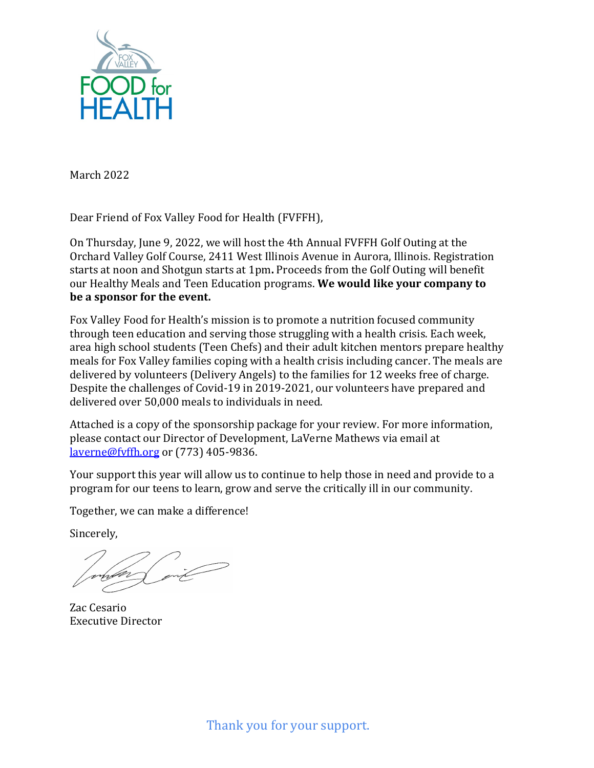FOX VALLEY
FOOD for
HEALTH

March 2022

Dear Friend of Fox Valley Food for Health (FVFFH),

On Thursday, June 9, 2022, we will host the 4th Annual FVFFH Golf Outing at the Orchard Valley Golf Course, 2411 West Illinois Avenue in Aurora, Illinois. Registration starts at noon and Shotgun starts at 1pm**.** Proceeds from the Golf Outing will benefit our Healthy Meals and Teen Education programs. **We would like your company to be a sponsor for the event.**

Fox Valley Food for Health's mission is to promote a nutrition focused community through teen education and serving those struggling with a health crisis. Each week, area high school students (Teen Chefs) and their adult kitchen mentors prepare healthy meals for Fox Valley families coping with a health crisis including cancer. The meals are delivered by volunteers (Delivery Angels) to the families for 12 weeks free of charge. Despite the challenges of Covid-19 in 2019-2021, our volunteers have prepared and delivered over 50,000 meals to individuals in need.

Attached is a copy of the sponsorship package for your review. For more information, please contact our Director of Development, LaVerne Mathews via email at [laverne@fvffh.org](mailto:laverne@fvffh.org) or (773) 405-9836.

Your support this year will allow us to continue to help those in need and provide to a program for our teens to learn, grow and serve the critically ill in our community.

Together, we can make a difference!

Sincerely,

Zac Cesario
Executive Director

Thank you for your support.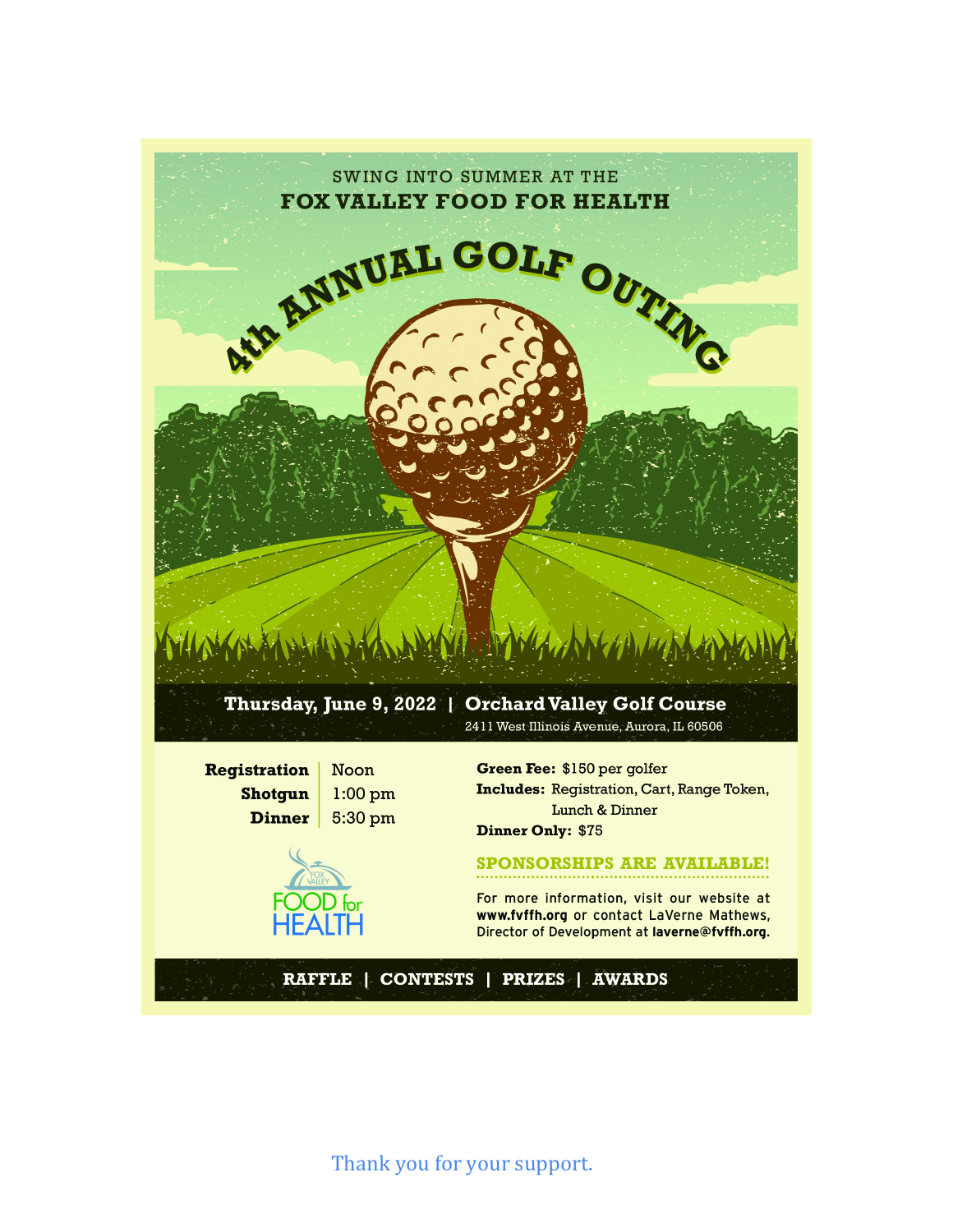SWING INTO SUMMER AT THE

## FOX VALLEY FOOD FOR HEALTH

# 4th ANNUAL GOLF OUTING

**Thursday, June 9, 2022 | Orchard Valley Golf Course**

2411 West Illinois Avenue, Aurora, IL 60506

| | |
|---|---|
| **Registration** | Noon |
| **Shotgun** | 1:00 pm |
| **Dinner** | 5:30 pm |

**Green Fee:** $150 per golfer
**Includes:** Registration, Cart, Range Token, Lunch & Dinner
**Dinner Only:** $75

FOX VALLEY FOOD for HEALTH

**SPONSORSHIPS ARE AVAILABLE!**

For more information, visit our website at **www.fvffh.org** or contact LaVerne Mathews, Director of Development at **laverne@fvffh.org**.

**RAFFLE | CONTESTS | PRIZES | AWARDS**

Thank you for your support.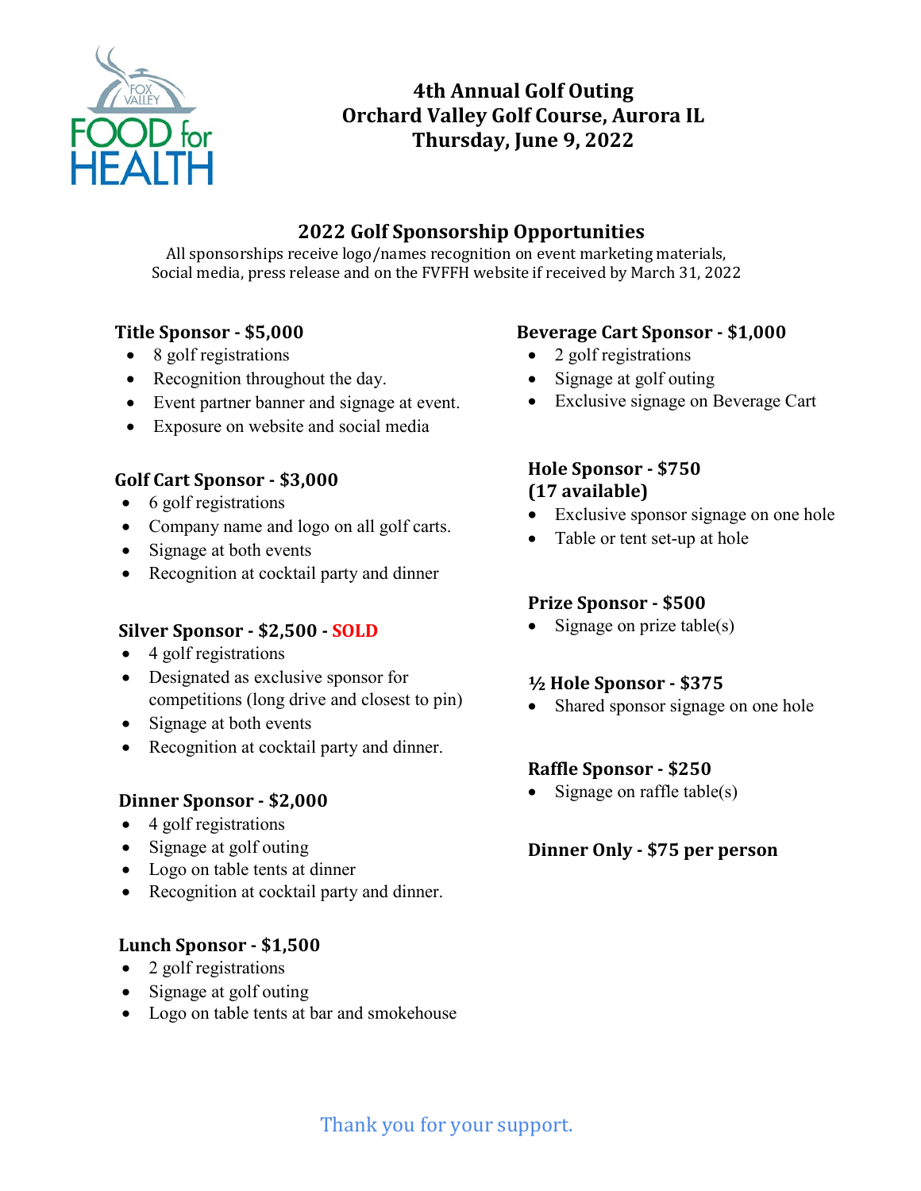FOX VALLEY FOOD for HEALTH

# 4th Annual Golf Outing
# Orchard Valley Golf Course, Aurora IL
# Thursday, June 9, 2022

## 2022 Golf Sponsorship Opportunities

All sponsorships receive logo/names recognition on event marketing materials, Social media, press release and on the FVFFH website if received by March 31, 2022

### Title Sponsor - $5,000

- 8 golf registrations
- Recognition throughout the day.
- Event partner banner and signage at event.
- Exposure on website and social media

### Golf Cart Sponsor - $3,000

- 6 golf registrations
- Company name and logo on all golf carts.
- Signage at both events
- Recognition at cocktail party and dinner

### Silver Sponsor - $2,500 - SOLD

- 4 golf registrations
- Designated as exclusive sponsor for competitions (long drive and closest to pin)
- Signage at both events
- Recognition at cocktail party and dinner.

### Dinner Sponsor - $2,000

- 4 golf registrations
- Signage at golf outing
- Logo on table tents at dinner
- Recognition at cocktail party and dinner.

### Lunch Sponsor - $1,500

- 2 golf registrations
- Signage at golf outing
- Logo on table tents at bar and smokehouse

### Beverage Cart Sponsor - $1,000

- 2 golf registrations
- Signage at golf outing
- Exclusive signage on Beverage Cart

### Hole Sponsor - $750 (17 available)

- Exclusive sponsor signage on one hole
- Table or tent set-up at hole

### Prize Sponsor - $500

- Signage on prize table(s)

### ½ Hole Sponsor - $375

- Shared sponsor signage on one hole

### Raffle Sponsor - $250

- Signage on raffle table(s)

### Dinner Only - $75 per person

Thank you for your support.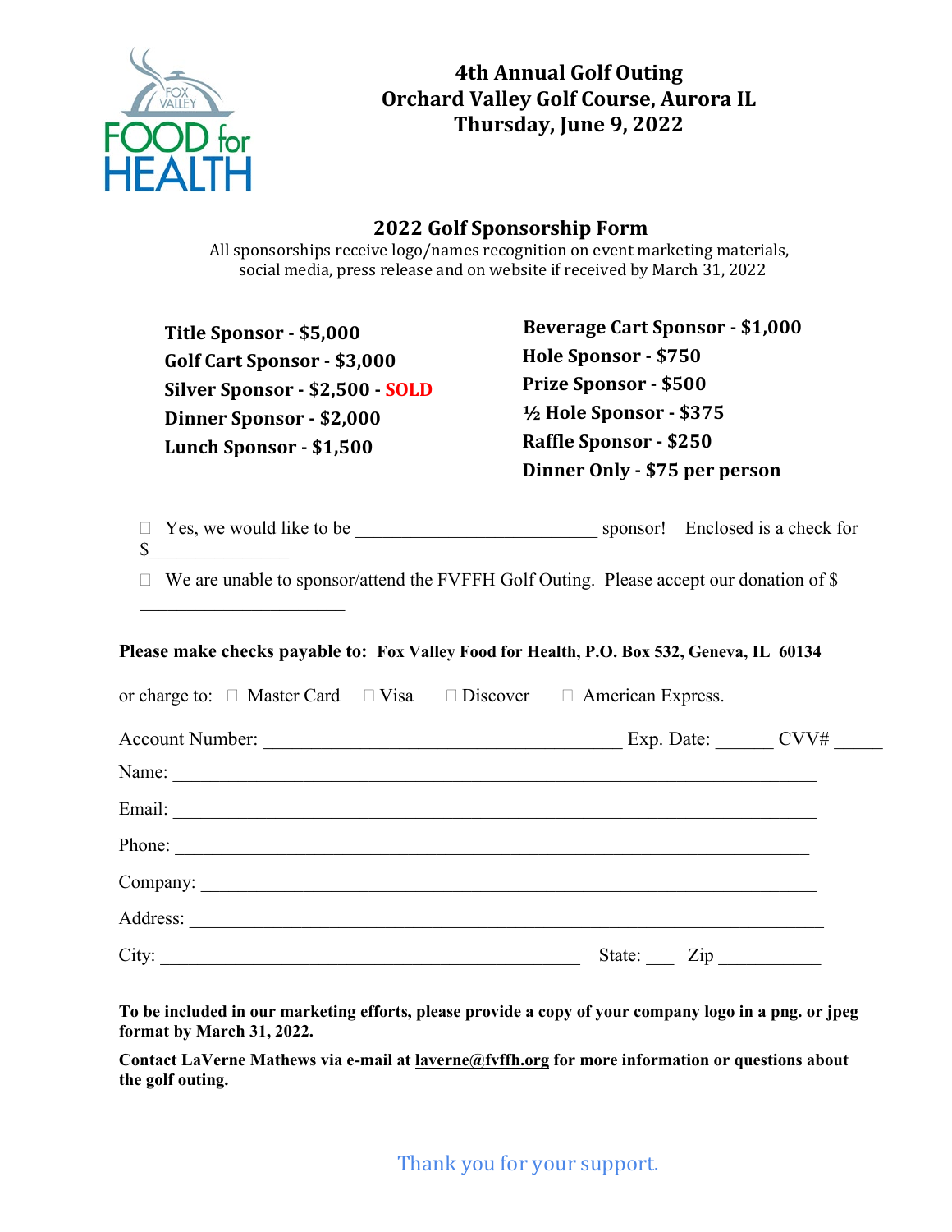Fox Valley FOOD for HEALTH

# 4th Annual Golf Outing
# Orchard Valley Golf Course, Aurora IL
# Thursday, June 9, 2022

## 2022 Golf Sponsorship Form

All sponsorships receive logo/names recognition on event marketing materials, social media, press release and on website if received by March 31, 2022

**Title Sponsor - $5,000**
**Golf Cart Sponsor - $3,000**
**Silver Sponsor - $2,500 - SOLD**
**Dinner Sponsor - $2,000**
**Lunch Sponsor - $1,500**

**Beverage Cart Sponsor - $1,000**
**Hole Sponsor - $750**
**Prize Sponsor - $500**
**½ Hole Sponsor - $375**
**Raffle Sponsor - $250**
**Dinner Only - $75 per person**

☐ Yes, we would like to be _________________________ sponsor! Enclosed is a check for $_______________

☐ We are unable to sponsor/attend the FVFFH Golf Outing. Please accept our donation of $ ______________________

**Please make checks payable to: Fox Valley Food for Health, P.O. Box 532, Geneva, IL 60134**

or charge to: ☐ Master Card ☐ Visa ☐ Discover ☐ American Express.

Account Number: _____________________________________ Exp. Date: ______ CVV# _____

Name: ____________________________________________________________________

Email: ____________________________________________________________________

Phone: ____________________________________________________________________

Company: _________________________________________________________________

Address: __________________________________________________________________

City: _____________________________________________ State: ___ Zip ___________

**To be included in our marketing efforts, please provide a copy of your company logo in a png. or jpeg format by March 31, 2022.**

**Contact LaVerne Mathews via e-mail at laverne@fvffh.org for more information or questions about the golf outing.**

Thank you for your support.